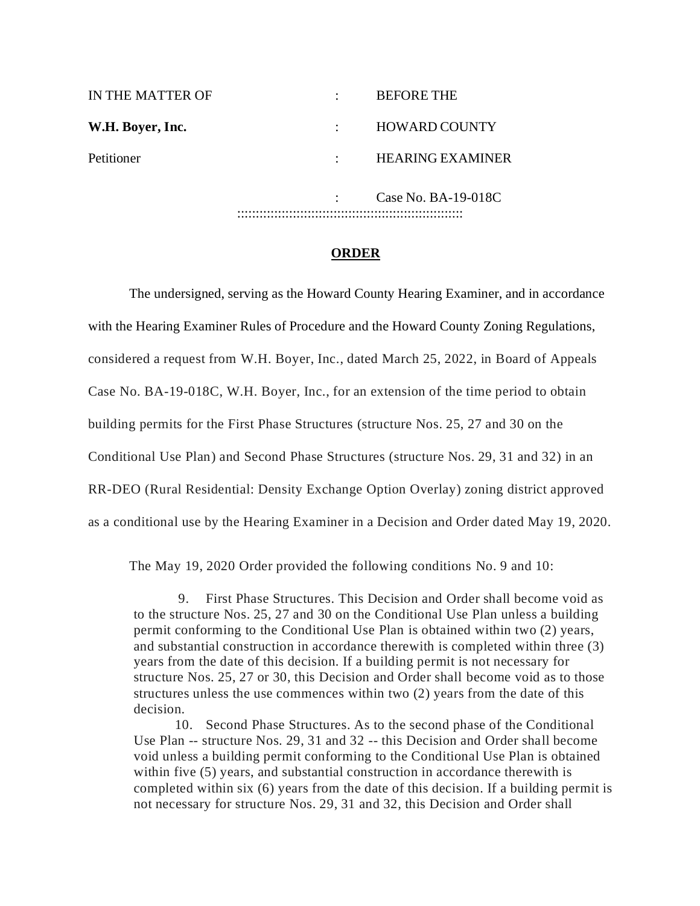| IN THE MATTER OF | : | BEFORE THE |
|---|---|---|
| **W.H. Boyer, Inc.** | : | HOWARD COUNTY |
| Petitioner | : | HEARING EXAMINER |
| | : | Case No. BA-19-018C |

::::::::::::::::::::::::::::::::::::::::::::::::::::::::::::::::

**ORDER**

The undersigned, serving as the Howard County Hearing Examiner, and in accordance with the Hearing Examiner Rules of Procedure and the Howard County Zoning Regulations, considered a request from W.H. Boyer, Inc., dated March 25, 2022, in Board of Appeals Case No. BA-19-018C, W.H. Boyer, Inc., for an extension of the time period to obtain building permits for the First Phase Structures (structure Nos. 25, 27 and 30 on the Conditional Use Plan) and Second Phase Structures (structure Nos. 29, 31 and 32) in an RR-DEO (Rural Residential: Density Exchange Option Overlay) zoning district approved as a conditional use by the Hearing Examiner in a Decision and Order dated May 19, 2020.

The May 19, 2020 Order provided the following conditions No. 9 and 10:

> 9. First Phase Structures. This Decision and Order shall become void as to the structure Nos. 25, 27 and 30 on the Conditional Use Plan unless a building permit conforming to the Conditional Use Plan is obtained within two (2) years, and substantial construction in accordance therewith is completed within three (3) years from the date of this decision. If a building permit is not necessary for structure Nos. 25, 27 or 30, this Decision and Order shall become void as to those structures unless the use commences within two (2) years from the date of this decision.
>
> 10. Second Phase Structures. As to the second phase of the Conditional Use Plan -- structure Nos. 29, 31 and 32 -- this Decision and Order shall become void unless a building permit conforming to the Conditional Use Plan is obtained within five (5) years, and substantial construction in accordance therewith is completed within six (6) years from the date of this decision. If a building permit is not necessary for structure Nos. 29, 31 and 32, this Decision and Order shall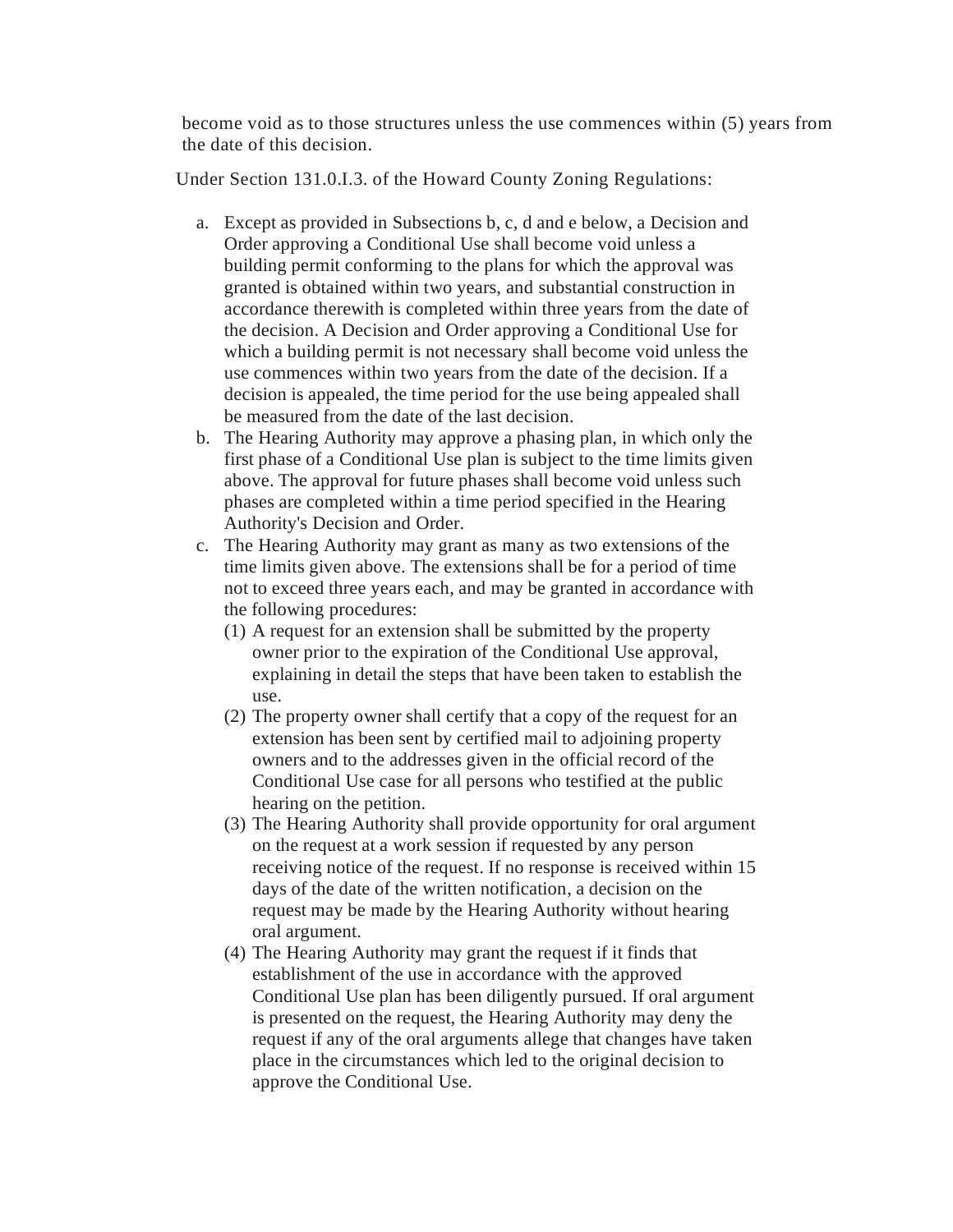become void as to those structures unless the use commences within (5) years from the date of this decision.

Under Section 131.0.I.3. of the Howard County Zoning Regulations:

a. Except as provided in Subsections b, c, d and e below, a Decision and Order approving a Conditional Use shall become void unless a building permit conforming to the plans for which the approval was granted is obtained within two years, and substantial construction in accordance therewith is completed within three years from the date of the decision. A Decision and Order approving a Conditional Use for which a building permit is not necessary shall become void unless the use commences within two years from the date of the decision. If a decision is appealed, the time period for the use being appealed shall be measured from the date of the last decision.
b. The Hearing Authority may approve a phasing plan, in which only the first phase of a Conditional Use plan is subject to the time limits given above. The approval for future phases shall become void unless such phases are completed within a time period specified in the Hearing Authority's Decision and Order.
c. The Hearing Authority may grant as many as two extensions of the time limits given above. The extensions shall be for a period of time not to exceed three years each, and may be granted in accordance with the following procedures:
   (1) A request for an extension shall be submitted by the property owner prior to the expiration of the Conditional Use approval, explaining in detail the steps that have been taken to establish the use.
   (2) The property owner shall certify that a copy of the request for an extension has been sent by certified mail to adjoining property owners and to the addresses given in the official record of the Conditional Use case for all persons who testified at the public hearing on the petition.
   (3) The Hearing Authority shall provide opportunity for oral argument on the request at a work session if requested by any person receiving notice of the request. If no response is received within 15 days of the date of the written notification, a decision on the request may be made by the Hearing Authority without hearing oral argument.
   (4) The Hearing Authority may grant the request if it finds that establishment of the use in accordance with the approved Conditional Use plan has been diligently pursued. If oral argument is presented on the request, the Hearing Authority may deny the request if any of the oral arguments allege that changes have taken place in the circumstances which led to the original decision to approve the Conditional Use.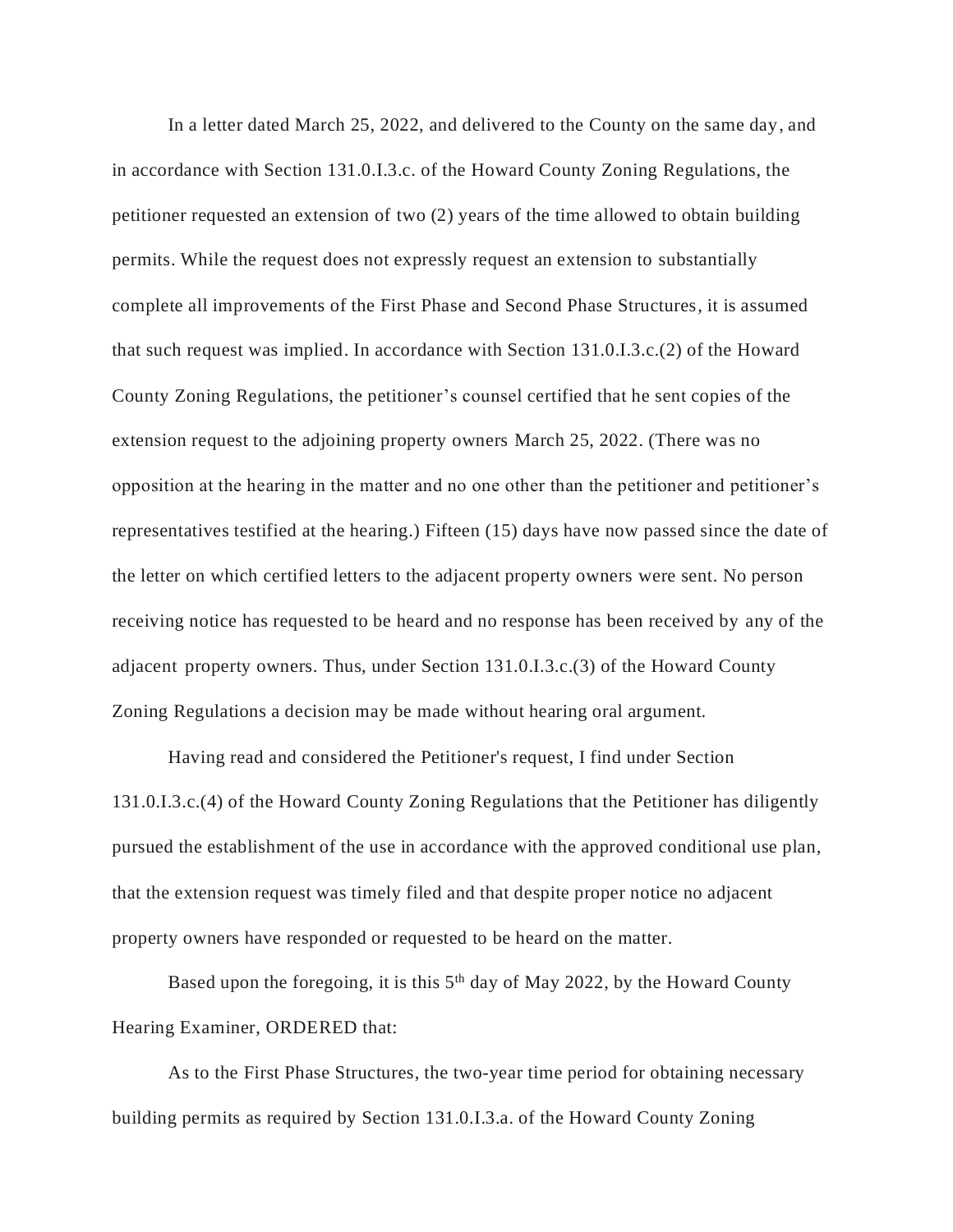In a letter dated March 25, 2022, and delivered to the County on the same day, and in accordance with Section 131.0.I.3.c. of the Howard County Zoning Regulations, the petitioner requested an extension of two (2) years of the time allowed to obtain building permits. While the request does not expressly request an extension to substantially complete all improvements of the First Phase and Second Phase Structures, it is assumed that such request was implied. In accordance with Section 131.0.I.3.c.(2) of the Howard County Zoning Regulations, the petitioner's counsel certified that he sent copies of the extension request to the adjoining property owners March 25, 2022. (There was no opposition at the hearing in the matter and no one other than the petitioner and petitioner's representatives testified at the hearing.) Fifteen (15) days have now passed since the date of the letter on which certified letters to the adjacent property owners were sent. No person receiving notice has requested to be heard and no response has been received by any of the adjacent property owners. Thus, under Section 131.0.I.3.c.(3) of the Howard County Zoning Regulations a decision may be made without hearing oral argument.

Having read and considered the Petitioner's request, I find under Section 131.0.I.3.c.(4) of the Howard County Zoning Regulations that the Petitioner has diligently pursued the establishment of the use in accordance with the approved conditional use plan, that the extension request was timely filed and that despite proper notice no adjacent property owners have responded or requested to be heard on the matter.

Based upon the foregoing, it is this 5th day of May 2022, by the Howard County Hearing Examiner, ORDERED that:

As to the First Phase Structures, the two-year time period for obtaining necessary building permits as required by Section 131.0.I.3.a. of the Howard County Zoning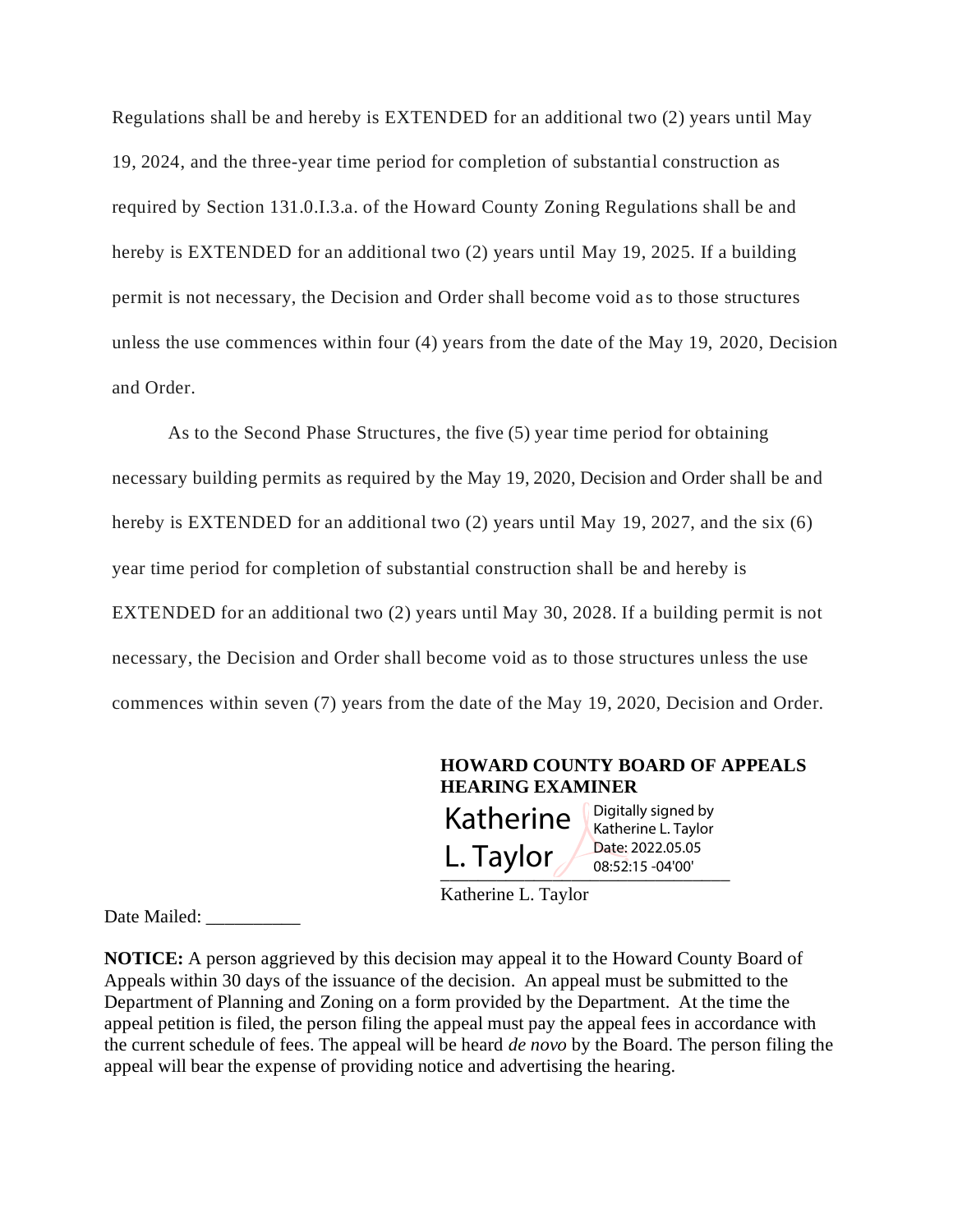Regulations shall be and hereby is EXTENDED for an additional two (2) years until May 19, 2024, and the three-year time period for completion of substantial construction as required by Section 131.0.I.3.a. of the Howard County Zoning Regulations shall be and hereby is EXTENDED for an additional two (2) years until May 19, 2025. If a building permit is not necessary, the Decision and Order shall become void as to those structures unless the use commences within four (4) years from the date of the May 19, 2020, Decision and Order.

As to the Second Phase Structures, the five (5) year time period for obtaining necessary building permits as required by the May 19, 2020, Decision and Order shall be and hereby is EXTENDED for an additional two (2) years until May 19, 2027, and the six (6) year time period for completion of substantial construction shall be and hereby is EXTENDED for an additional two (2) years until May 30, 2028. If a building permit is not necessary, the Decision and Order shall become void as to those structures unless the use commences within seven (7) years from the date of the May 19, 2020, Decision and Order.

**HOWARD COUNTY BOARD OF APPEALS HEARING EXAMINER**

Katherine L. Taylor
Digitally signed by Katherine L. Taylor
Date: 2022.05.05 08:52:15 -04'00'

Katherine L. Taylor

Date Mailed: __________

**NOTICE:** A person aggrieved by this decision may appeal it to the Howard County Board of Appeals within 30 days of the issuance of the decision. An appeal must be submitted to the Department of Planning and Zoning on a form provided by the Department. At the time the appeal petition is filed, the person filing the appeal must pay the appeal fees in accordance with the current schedule of fees. The appeal will be heard *de novo* by the Board. The person filing the appeal will bear the expense of providing notice and advertising the hearing.